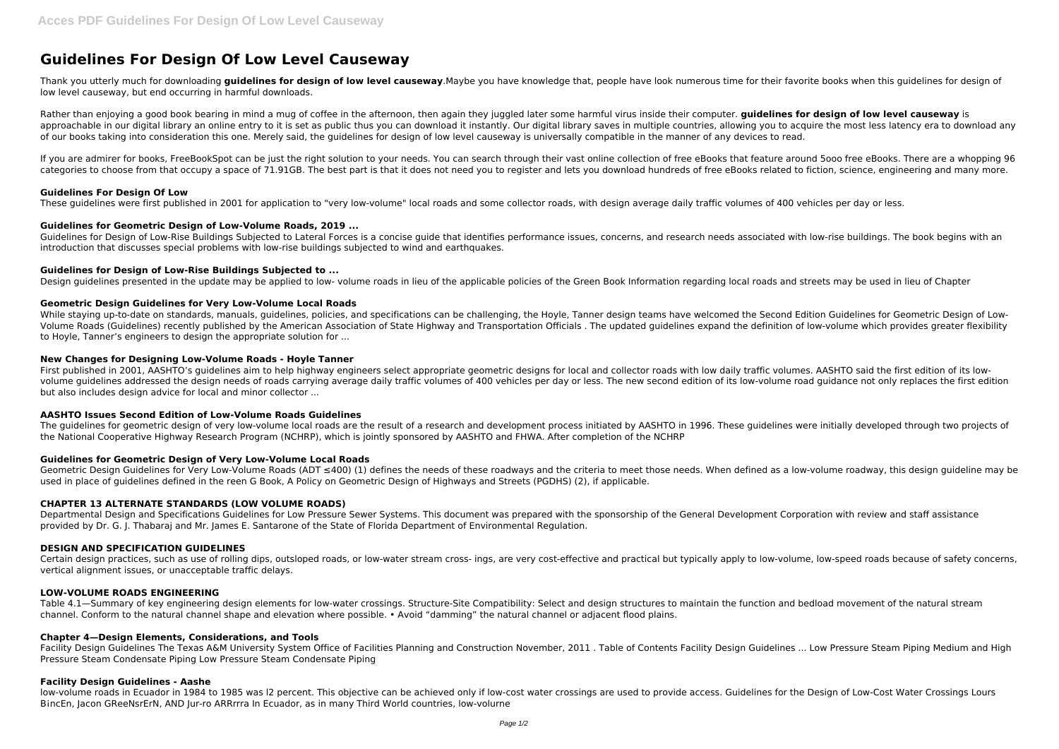# Guidelines For Design Of Low Level Causeway

Thank you utterly much for downloading **guidelines for design of low level causeway**.Maybe you have knowledge that, people have look numerous time for their favorite books when this guidelines for design of low level causeway, but end occurring in harmful downloads.

Rather than enjoying a good book bearing in mind a mug of coffee in the afternoon, then again they juggled later some harmful virus inside their computer. **guidelines for design of low level causeway** is approachable in our digital library an online entry to it is set as public thus you can download it instantly. Our digital library saves in multiple countries, allowing you to acquire the most less latency era to download any of our books taking into consideration this one. Merely said, the guidelines for design of low level causeway is universally compatible in the manner of any devices to read.

If you are admirer for books, FreeBookSpot can be just the right solution to your needs. You can search through their vast online collection of free eBooks that feature around 5ooo free eBooks. There are a whopping 96 categories to choose from that occupy a space of 71.91GB. The best part is that it does not need you to register and lets you download hundreds of free eBooks related to fiction, science, engineering and many more.

### Guidelines For Design Of Low

These guidelines were first published in 2001 for application to "very low-volume" local roads and some collector roads, with design average daily traffic volumes of 400 vehicles per day or less.

### Guidelines for Geometric Design of Low-Volume Roads, 2019 ...

Guidelines for Design of Low-Rise Buildings Subjected to Lateral Forces is a concise guide that identifies performance issues, concerns, and research needs associated with low-rise buildings. The book begins with an introduction that discusses special problems with low-rise buildings subjected to wind and earthquakes.

### Guidelines for Design of Low-Rise Buildings Subjected to ...

Design guidelines presented in the update may be applied to low- volume roads in lieu of the applicable policies of the Green Book Information regarding local roads and streets may be used in lieu of Chapter

### Geometric Design Guidelines for Very Low-Volume Local Roads

While staying up-to-date on standards, manuals, guidelines, policies, and specifications can be challenging, the Hoyle, Tanner design teams have welcomed the Second Edition Guidelines for Geometric Design of Low-Volume Roads (Guidelines) recently published by the American Association of State Highway and Transportation Officials . The updated guidelines expand the definition of low-volume which provides greater flexibility to Hoyle, Tanner's engineers to design the appropriate solution for ...

### New Changes for Designing Low-Volume Roads - Hoyle Tanner

First published in 2001, AASHTO's guidelines aim to help highway engineers select appropriate geometric designs for local and collector roads with low daily traffic volumes. AASHTO said the first edition of its low-volume guidelines addressed the design needs of roads carrying average daily traffic volumes of 400 vehicles per day or less. The new second edition of its low-volume road guidance not only replaces the first edition but also includes design advice for local and minor collector ...

### AASHTO Issues Second Edition of Low-Volume Roads Guidelines

The guidelines for geometric design of very low-volume local roads are the result of a research and development process initiated by AASHTO in 1996. These guidelines were initially developed through two projects of the National Cooperative Highway Research Program (NCHRP), which is jointly sponsored by AASHTO and FHWA. After completion of the NCHRP

### Guidelines for Geometric Design of Very Low-Volume Local Roads

Geometric Design Guidelines for Very Low-Volume Roads (ADT ≤400) (1) defines the needs of these roadways and the criteria to meet those needs. When defined as a low-volume roadway, this design guideline may be used in place of guidelines defined in the reen G Book, A Policy on Geometric Design of Highways and Streets (PGDHS) (2), if applicable.

### CHAPTER 13 ALTERNATE STANDARDS (LOW VOLUME ROADS)

Departmental Design and Specifications Guidelines for Low Pressure Sewer Systems. This document was prepared with the sponsorship of the General Development Corporation with review and staff assistance provided by Dr. G. J. Thabaraj and Mr. James E. Santarone of the State of Florida Department of Environmental Regulation.

### DESIGN AND SPECIFICATION GUIDELINES

Certain design practices, such as use of rolling dips, outsloped roads, or low-water stream cross- ings, are very cost-effective and practical but typically apply to low-volume, low-speed roads because of safety concerns, vertical alignment issues, or unacceptable traffic delays.

### LOW-VOLUME ROADS ENGINEERING

Table 4.1—Summary of key engineering design elements for low-water crossings. Structure-Site Compatibility: Select and design structures to maintain the function and bedload movement of the natural stream channel. Conform to the natural channel shape and elevation where possible. • Avoid "damming" the natural channel or adjacent flood plains.

### Chapter 4—Design Elements, Considerations, and Tools

Facility Design Guidelines The Texas A&M University System Office of Facilities Planning and Construction November, 2011 . Table of Contents Facility Design Guidelines ... Low Pressure Steam Piping Medium and High Pressure Steam Condensate Piping Low Pressure Steam Condensate Piping

### Facility Design Guidelines - Aashe

low-volume roads in Ecuador in 1984 to 1985 was l2 percent. This objective can be achieved only if low-cost water crossings are used to provide access. Guidelines for the Design of Low-Cost Water Crossings Lours BincEn, Jacon GReeNsrErN, AND Jur-ro ARRrrra In Ecuador, as in many Third World countries, low-volurne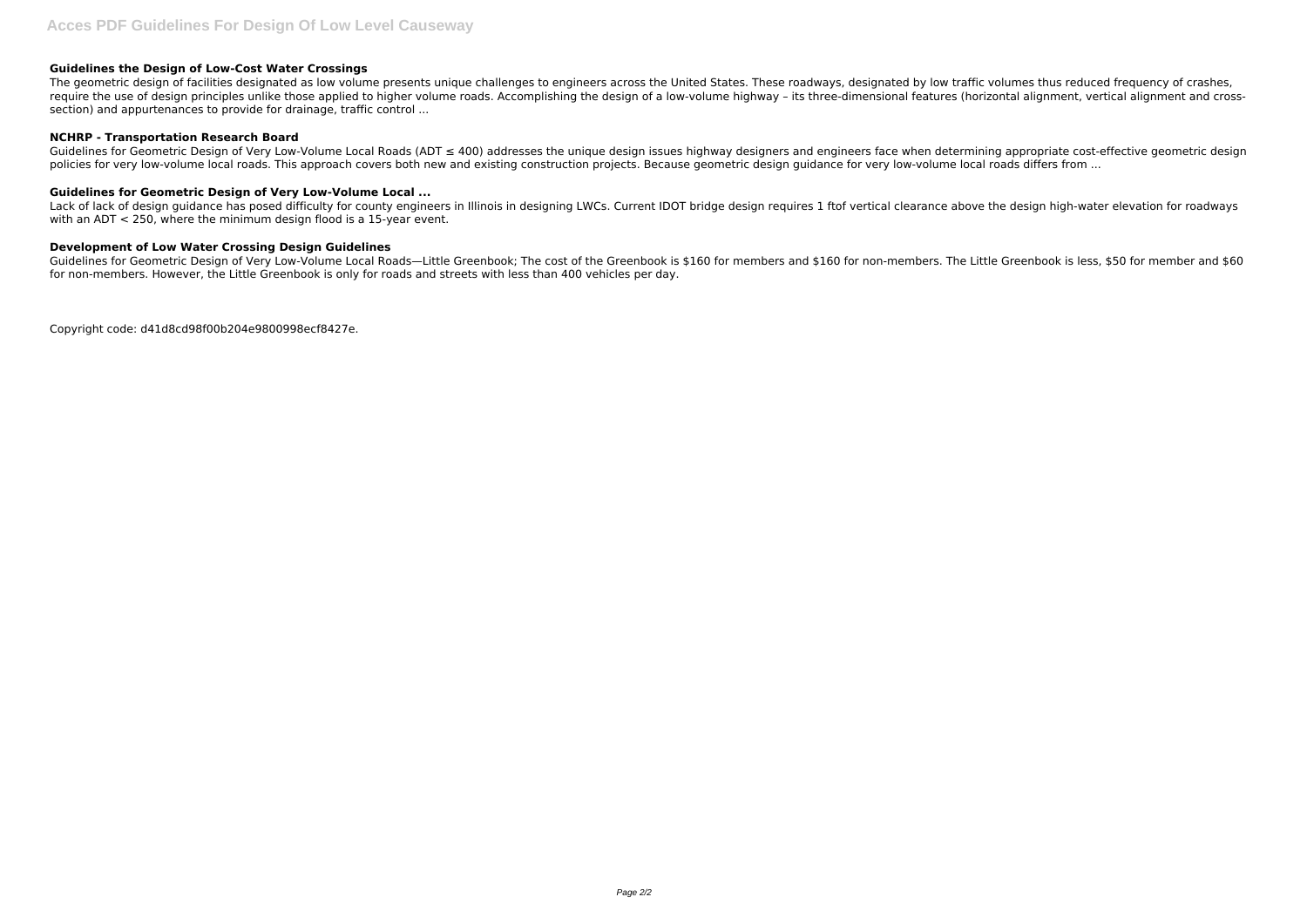### Guidelines the Design of Low-Cost Water Crossings

The geometric design of facilities designated as low volume presents unique challenges to engineers across the United States. These roadways, designated by low traffic volumes thus reduced frequency of crashes, require the use of design principles unlike those applied to higher volume roads. Accomplishing the design of a low-volume highway – its three-dimensional features (horizontal alignment, vertical alignment and cross-section) and appurtenances to provide for drainage, traffic control ...

### NCHRP - Transportation Research Board

Guidelines for Geometric Design of Very Low-Volume Local Roads (ADT ≤ 400) addresses the unique design issues highway designers and engineers face when determining appropriate cost-effective geometric design policies for very low-volume local roads. This approach covers both new and existing construction projects. Because geometric design guidance for very low-volume local roads differs from ...

### Guidelines for Geometric Design of Very Low-Volume Local ...

Lack of lack of design guidance has posed difficulty for county engineers in Illinois in designing LWCs. Current IDOT bridge design requires 1 ftof vertical clearance above the design high-water elevation for roadways with an ADT < 250, where the minimum design flood is a 15-year event.

### Development of Low Water Crossing Design Guidelines

Guidelines for Geometric Design of Very Low-Volume Local Roads—Little Greenbook; The cost of the Greenbook is $160 for members and $160 for non-members. The Little Greenbook is less, $50 for member and $60 for non-members. However, the Little Greenbook is only for roads and streets with less than 400 vehicles per day.

Copyright code: d41d8cd98f00b204e9800998ecf8427e.